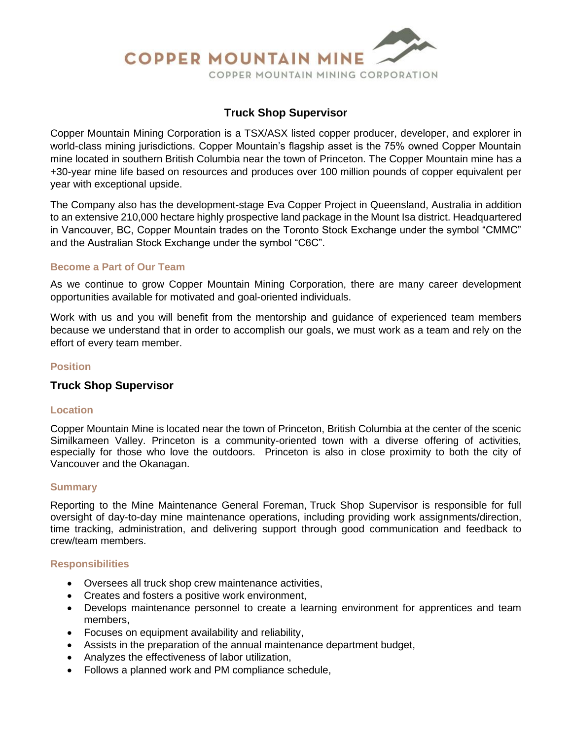COPPER MOUNTAIN MINE

COPPER MOUNTAIN MINING CORPORATION

# Truck Shop Supervisor

Copper Mountain Mining Corporation is a TSX/ASX listed copper producer, developer, and explorer in world-class mining jurisdictions. Copper Mountain's flagship asset is the 75% owned Copper Mountain mine located in southern British Columbia near the town of Princeton. The Copper Mountain mine has a +30-year mine life based on resources and produces over 100 million pounds of copper equivalent per year with exceptional upside.

The Company also has the development-stage Eva Copper Project in Queensland, Australia in addition to an extensive 210,000 hectare highly prospective land package in the Mount Isa district. Headquartered in Vancouver, BC, Copper Mountain trades on the Toronto Stock Exchange under the symbol "CMMC" and the Australian Stock Exchange under the symbol "C6C".

## Become a Part of Our Team

As we continue to grow Copper Mountain Mining Corporation, there are many career development opportunities available for motivated and goal-oriented individuals.

Work with us and you will benefit from the mentorship and guidance of experienced team members because we understand that in order to accomplish our goals, we must work as a team and rely on the effort of every team member.

## Position

### Truck Shop Supervisor

## Location

Copper Mountain Mine is located near the town of Princeton, British Columbia at the center of the scenic Similkameen Valley. Princeton is a community-oriented town with a diverse offering of activities, especially for those who love the outdoors. Princeton is also in close proximity to both the city of Vancouver and the Okanagan.

## Summary

Reporting to the Mine Maintenance General Foreman, Truck Shop Supervisor is responsible for full oversight of day-to-day mine maintenance operations, including providing work assignments/direction, time tracking, administration, and delivering support through good communication and feedback to crew/team members.

## Responsibilities

- Oversees all truck shop crew maintenance activities,
- Creates and fosters a positive work environment,
- Develops maintenance personnel to create a learning environment for apprentices and team members,
- Focuses on equipment availability and reliability,
- Assists in the preparation of the annual maintenance department budget,
- Analyzes the effectiveness of labor utilization,
- Follows a planned work and PM compliance schedule,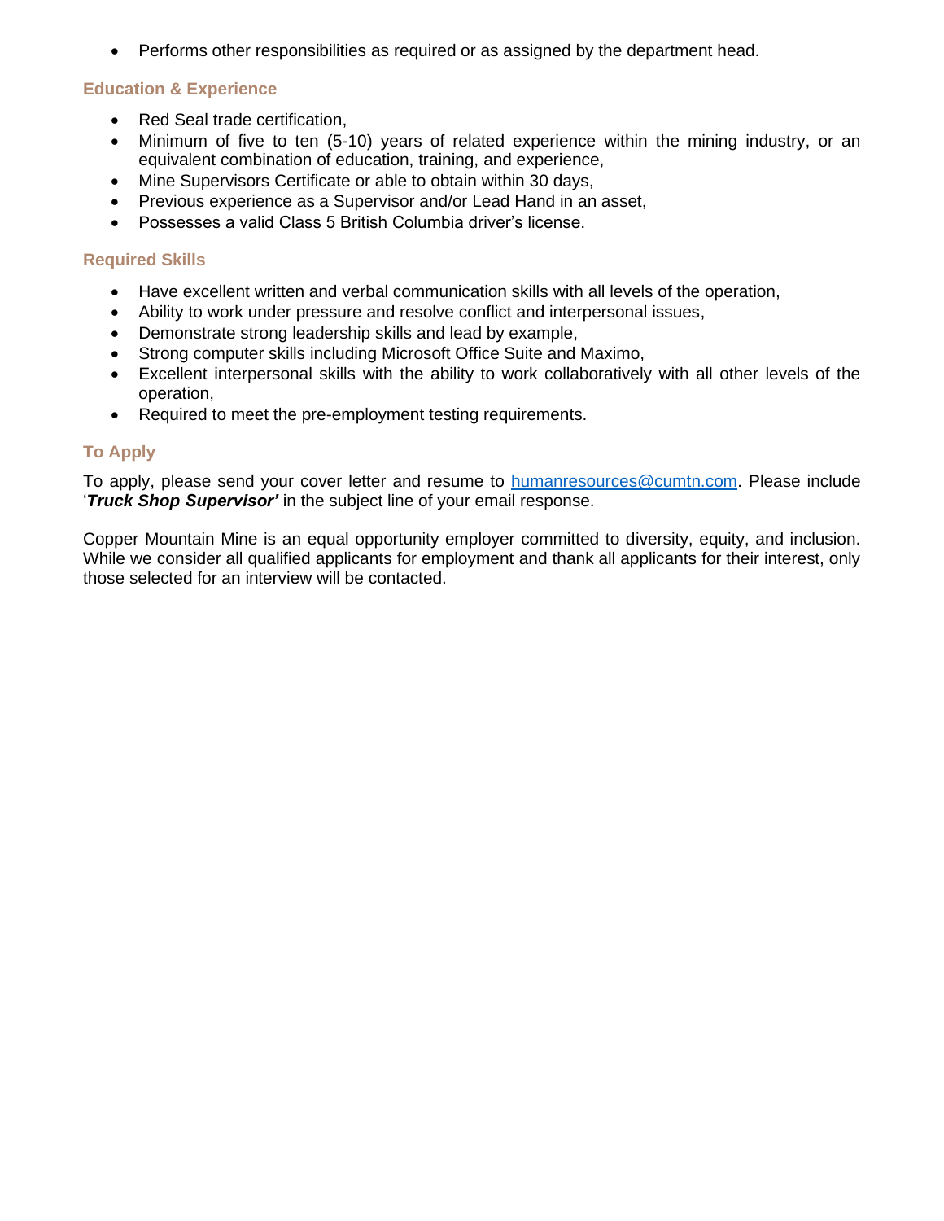- Performs other responsibilities as required or as assigned by the department head.

## Education & Experience

- Red Seal trade certification,
- Minimum of five to ten (5-10) years of related experience within the mining industry, or an equivalent combination of education, training, and experience,
- Mine Supervisors Certificate or able to obtain within 30 days,
- Previous experience as a Supervisor and/or Lead Hand in an asset,
- Possesses a valid Class 5 British Columbia driver's license.

## Required Skills

- Have excellent written and verbal communication skills with all levels of the operation,
- Ability to work under pressure and resolve conflict and interpersonal issues,
- Demonstrate strong leadership skills and lead by example,
- Strong computer skills including Microsoft Office Suite and Maximo,
- Excellent interpersonal skills with the ability to work collaboratively with all other levels of the operation,
- Required to meet the pre-employment testing requirements.

## To Apply

To apply, please send your cover letter and resume to humanresources@cumtn.com. Please include '***Truck Shop Supervisor'*** in the subject line of your email response.

Copper Mountain Mine is an equal opportunity employer committed to diversity, equity, and inclusion. While we consider all qualified applicants for employment and thank all applicants for their interest, only those selected for an interview will be contacted.